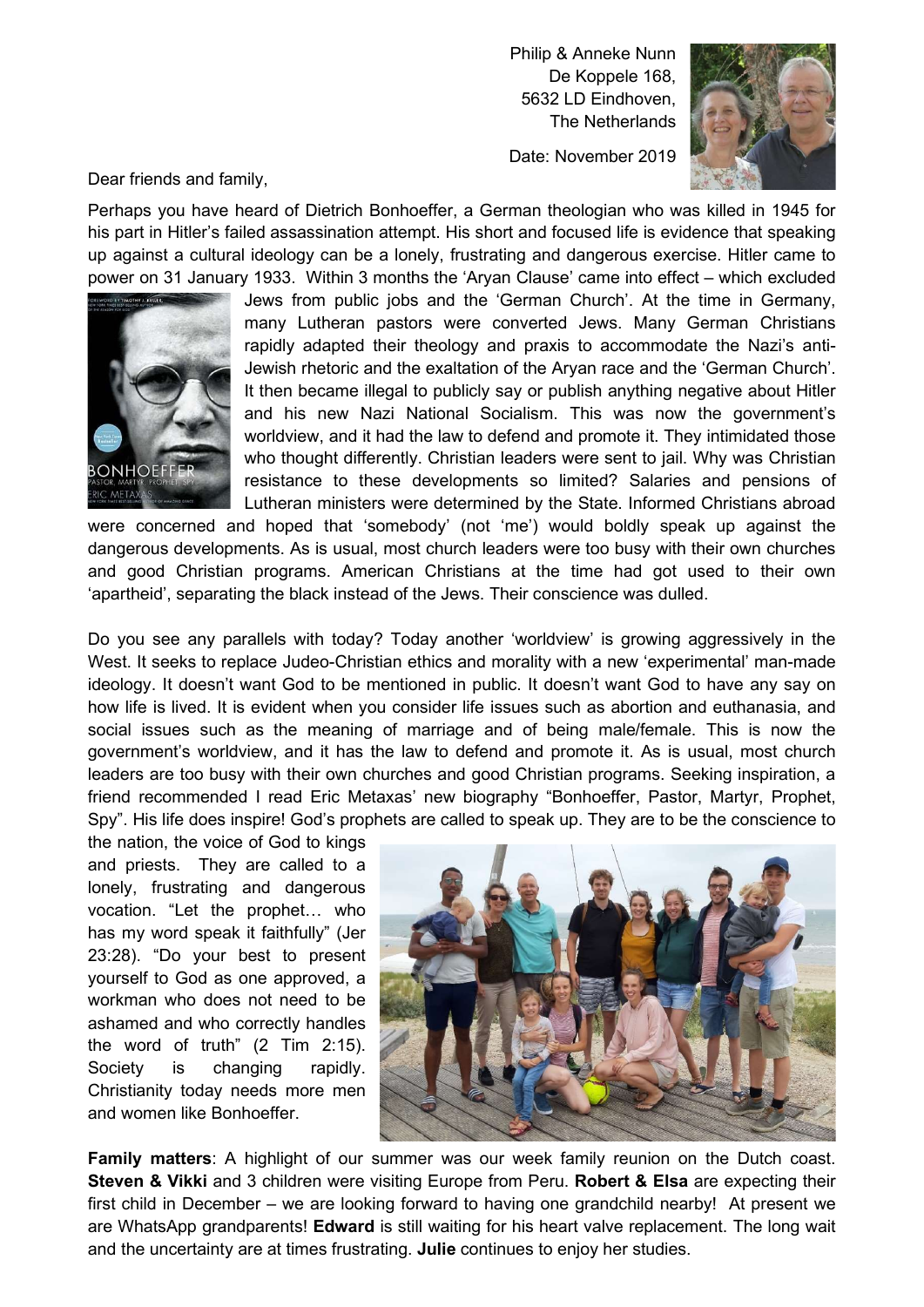Philip & Anneke Nunn
De Koppele 168,
5632 LD Eindhoven,
The Netherlands

Date: November 2019

Dear friends and family,

Perhaps you have heard of Dietrich Bonhoeffer, a German theologian who was killed in 1945 for his part in Hitler's failed assassination attempt. His short and focused life is evidence that speaking up against a cultural ideology can be a lonely, frustrating and dangerous exercise. Hitler came to power on 31 January 1933. Within 3 months the 'Aryan Clause' came into effect – which excluded Jews from public jobs and the 'German Church'. At the time in Germany, many Lutheran pastors were converted Jews. Many German Christians rapidly adapted their theology and praxis to accommodate the Nazi's anti-Jewish rhetoric and the exaltation of the Aryan race and the 'German Church'. It then became illegal to publicly say or publish anything negative about Hitler and his new Nazi National Socialism. This was now the government's worldview, and it had the law to defend and promote it. They intimidated those who thought differently. Christian leaders were sent to jail. Why was Christian resistance to these developments so limited? Salaries and pensions of Lutheran ministers were determined by the State. Informed Christians abroad were concerned and hoped that 'somebody' (not 'me') would boldly speak up against the dangerous developments. As is usual, most church leaders were too busy with their own churches and good Christian programs. American Christians at the time had got used to their own 'apartheid', separating the black instead of the Jews. Their conscience was dulled.

Do you see any parallels with today? Today another 'worldview' is growing aggressively in the West. It seeks to replace Judeo-Christian ethics and morality with a new 'experimental' man-made ideology. It doesn't want God to be mentioned in public. It doesn't want God to have any say on how life is lived. It is evident when you consider life issues such as abortion and euthanasia, and social issues such as the meaning of marriage and of being male/female. This is now the government's worldview, and it has the law to defend and promote it. As is usual, most church leaders are too busy with their own churches and good Christian programs. Seeking inspiration, a friend recommended I read Eric Metaxas' new biography "Bonhoeffer, Pastor, Martyr, Prophet, Spy". His life does inspire! God's prophets are called to speak up. They are to be the conscience to the nation, the voice of God to kings and priests. They are called to a lonely, frustrating and dangerous vocation. "Let the prophet… who has my word speak it faithfully" (Jer 23:28). "Do your best to present yourself to God as one approved, a workman who does not need to be ashamed and who correctly handles the word of truth" (2 Tim 2:15). Society is changing rapidly. Christianity today needs more men and women like Bonhoeffer.

**Family matters**: A highlight of our summer was our week family reunion on the Dutch coast. **Steven & Vikki** and 3 children were visiting Europe from Peru. **Robert & Elsa** are expecting their first child in December – we are looking forward to having one grandchild nearby! At present we are WhatsApp grandparents! **Edward** is still waiting for his heart valve replacement. The long wait and the uncertainty are at times frustrating. **Julie** continues to enjoy her studies.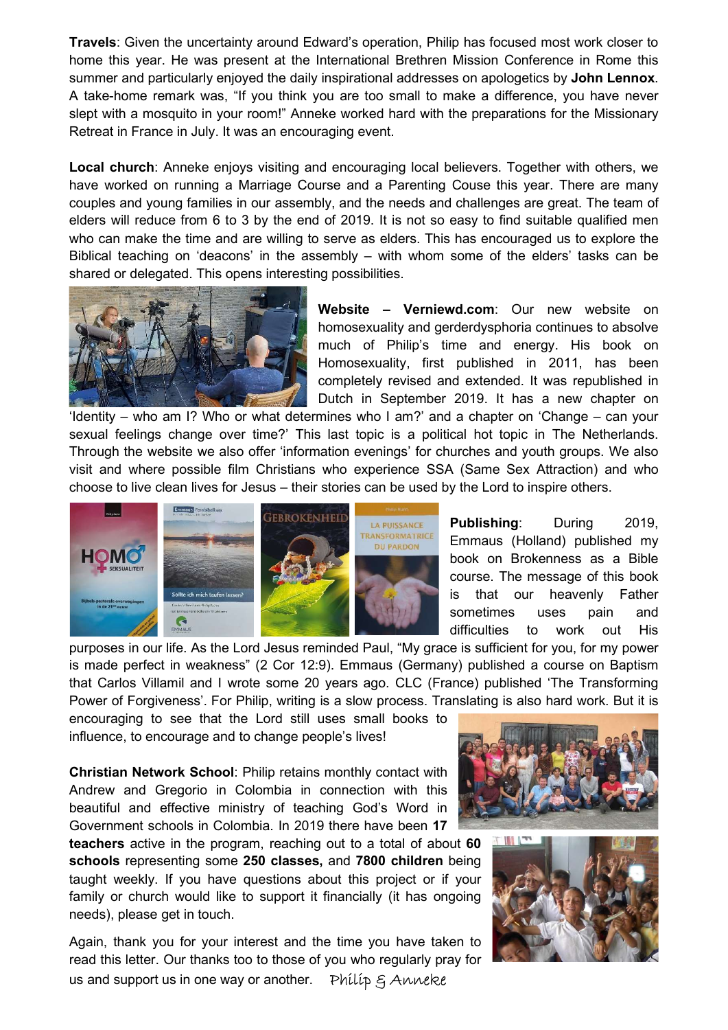**Travels**: Given the uncertainty around Edward's operation, Philip has focused most work closer to home this year. He was present at the International Brethren Mission Conference in Rome this summer and particularly enjoyed the daily inspirational addresses on apologetics by **John Lennox**. A take-home remark was, "If you think you are too small to make a difference, you have never slept with a mosquito in your room!" Anneke worked hard with the preparations for the Missionary Retreat in France in July. It was an encouraging event.

**Local church**: Anneke enjoys visiting and encouraging local believers. Together with others, we have worked on running a Marriage Course and a Parenting Couse this year. There are many couples and young families in our assembly, and the needs and challenges are great. The team of elders will reduce from 6 to 3 by the end of 2019. It is not so easy to find suitable qualified men who can make the time and are willing to serve as elders. This has encouraged us to explore the Biblical teaching on 'deacons' in the assembly – with whom some of the elders' tasks can be shared or delegated. This opens interesting possibilities.

**Website – Verniewd.com**: Our new website on homosexuality and gerderdysphoria continues to absolve much of Philip's time and energy. His book on Homosexuality, first published in 2011, has been completely revised and extended. It was republished in Dutch in September 2019. It has a new chapter on 'Identity – who am I? Who or what determines who I am?' and a chapter on 'Change – can your sexual feelings change over time?' This last topic is a political hot topic in The Netherlands. Through the website we also offer 'information evenings' for churches and youth groups. We also visit and where possible film Christians who experience SSA (Same Sex Attraction) and who choose to live clean lives for Jesus – their stories can be used by the Lord to inspire others.

**Publishing**: During 2019, Emmaus (Holland) published my book on Brokenness as a Bible course. The message of this book is that our heavenly Father sometimes uses pain and difficulties to work out His purposes in our life. As the Lord Jesus reminded Paul, "My grace is sufficient for you, for my power is made perfect in weakness" (2 Cor 12:9). Emmaus (Germany) published a course on Baptism that Carlos Villamil and I wrote some 20 years ago. CLC (France) published 'The Transforming Power of Forgiveness'. For Philip, writing is a slow process. Translating is also hard work. But it is encouraging to see that the Lord still uses small books to influence, to encourage and to change people's lives!

**Christian Network School**: Philip retains monthly contact with Andrew and Gregorio in Colombia in connection with this beautiful and effective ministry of teaching God's Word in Government schools in Colombia. In 2019 there have been **17 teachers** active in the program, reaching out to a total of about **60 schools** representing some **250 classes,** and **7800 children** being taught weekly. If you have questions about this project or if your family or church would like to support it financially (it has ongoing needs), please get in touch.

Again, thank you for your interest and the time you have taken to read this letter. Our thanks too to those of you who regularly pray for us and support us in one way or another. *Philip & Anneke*